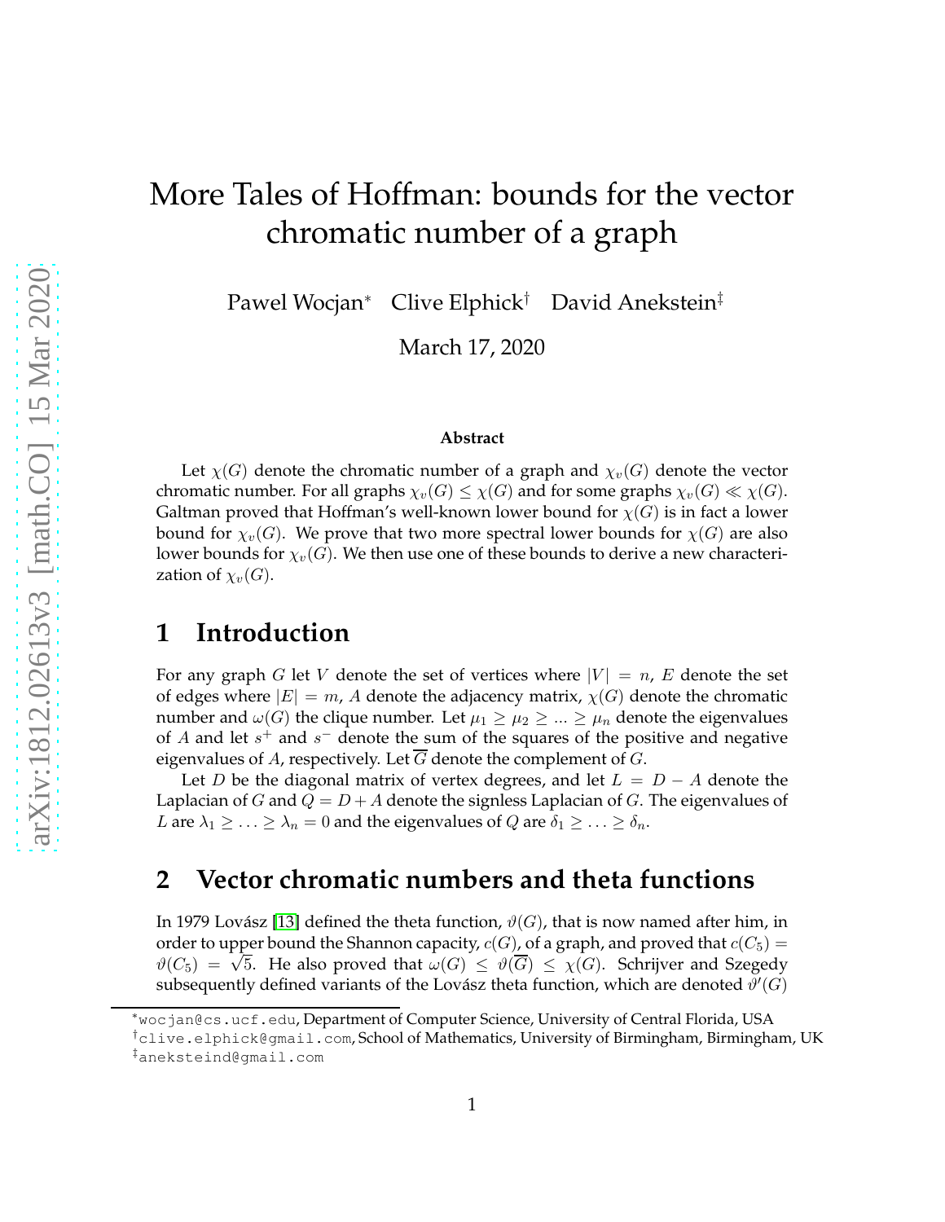# More Tales of Hoffman: bounds for the vector chromatic number of a graph

Pawel Wocjan[*] Clive Elphick[†] David Anekstein[‡]

March 17, 2020

### Abstract

Let $\chi(G)$ denote the chromatic number of a graph and $\chi_v(G)$ denote the vector chromatic number. For all graphs $\chi_v(G) \leq \chi(G)$ and for some graphs $\chi_v(G) \ll \chi(G)$. Galtman proved that Hoffman's well-known lower bound for $\chi(G)$ is in fact a lower bound for $\chi_v(G)$. We prove that two more spectral lower bounds for $\chi(G)$ are also lower bounds for $\chi_v(G)$. We then use one of these bounds to derive a new characterization of $\chi_v(G)$.

## 1 Introduction

For any graph $G$ let $V$ denote the set of vertices where $|V| = n$, $E$ denote the set of edges where $|E| = m$, $A$ denote the adjacency matrix, $\chi(G)$ denote the chromatic number and $\omega(G)$ the clique number. Let $\mu_1 \geq \mu_2 \geq ... \geq \mu_n$ denote the eigenvalues of $A$ and let $s^+$ and $s^-$ denote the sum of the squares of the positive and negative eigenvalues of $A$, respectively. Let $\overline{G}$ denote the complement of $G$.

Let $D$ be the diagonal matrix of vertex degrees, and let $L = D - A$ denote the Laplacian of $G$ and $Q = D + A$ denote the signless Laplacian of $G$. The eigenvalues of $L$ are $\lambda_1 \geq \ldots \geq \lambda_n = 0$ and the eigenvalues of $Q$ are $\delta_1 \geq \ldots \geq \delta_n$.

## 2 Vector chromatic numbers and theta functions

In 1979 Lovász [13] defined the theta function, $\vartheta(G)$, that is now named after him, in order to upper bound the Shannon capacity, $c(G)$, of a graph, and proved that $c(C_5) = \vartheta(C_5) = \sqrt{5}$. He also proved that $\omega(G) \leq \vartheta(\overline{G}) \leq \chi(G)$. Schrijver and Szegedy subsequently defined variants of the Lovász theta function, which are denoted $\vartheta'(G)$

[*] wocjan@cs.ucf.edu, Department of Computer Science, University of Central Florida, USA

[†] clive.elphick@gmail.com, School of Mathematics, University of Birmingham, Birmingham, UK

[‡] aneksteind@gmail.com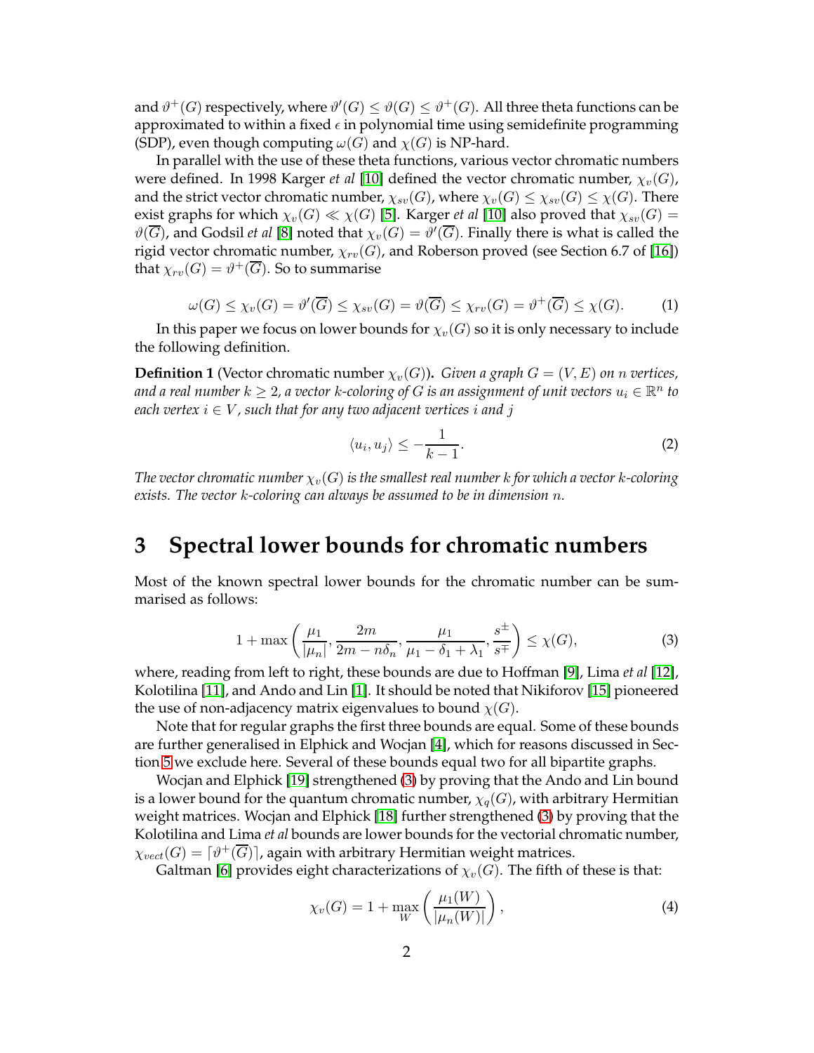and $\vartheta^+(G)$ respectively, where $\vartheta'(G) \leq \vartheta(G) \leq \vartheta^+(G)$. All three theta functions can be approximated to within a fixed $\epsilon$ in polynomial time using semidefinite programming (SDP), even though computing $\omega(G)$ and $\chi(G)$ is NP-hard.

In parallel with the use of these theta functions, various vector chromatic numbers were defined. In 1998 Karger *et al* [10] defined the vector chromatic number, $\chi_v(G)$, and the strict vector chromatic number, $\chi_{sv}(G)$, where $\chi_v(G) \leq \chi_{sv}(G) \leq \chi(G)$. There exist graphs for which $\chi_v(G) \ll \chi(G)$ [5]. Karger *et al* [10] also proved that $\chi_{sv}(G) = \vartheta(\overline{G})$, and Godsil *et al* [8] noted that $\chi_v(G) = \vartheta'(\overline{G})$. Finally there is what is called the rigid vector chromatic number, $\chi_{rv}(G)$, and Roberson proved (see Section 6.7 of [16]) that $\chi_{rv}(G) = \vartheta^+(\overline{G})$. So to summarise

$$\omega(G) \leq \chi_v(G) = \vartheta'(\overline{G}) \leq \chi_{sv}(G) = \vartheta(\overline{G}) \leq \chi_{rv}(G) = \vartheta^+(\overline{G}) \leq \chi(G). \tag{1}$$

In this paper we focus on lower bounds for $\chi_v(G)$ so it is only necessary to include the following definition.

**Definition 1** (Vector chromatic number $\chi_v(G)$)**.** *Given a graph $G = (V, E)$ on $n$ vertices, and a real number $k \geq 2$, a vector $k$-coloring of $G$ is an assignment of unit vectors $u_i \in \mathbb{R}^n$ to each vertex $i \in V$, such that for any two adjacent vertices $i$ and $j$*

$$\langle u_i, u_j \rangle \leq -\frac{1}{k-1}. \tag{2}$$

*The vector chromatic number $\chi_v(G)$ is the smallest real number $k$ for which a vector $k$-coloring exists. The vector $k$-coloring can always be assumed to be in dimension $n$.*

## 3 Spectral lower bounds for chromatic numbers

Most of the known spectral lower bounds for the chromatic number can be summarised as follows:

$$1 + \max\left(\frac{\mu_1}{|\mu_n|}, \frac{2m}{2m - n\delta_n}, \frac{\mu_1}{\mu_1 - \delta_1 + \lambda_1}, \frac{s^{\pm}}{s^{\mp}}\right) \leq \chi(G), \tag{3}$$

where, reading from left to right, these bounds are due to Hoffman [9], Lima *et al* [12], Kolotilina [11], and Ando and Lin [1]. It should be noted that Nikiforov [15] pioneered the use of non-adjacency matrix eigenvalues to bound $\chi(G)$.

Note that for regular graphs the first three bounds are equal. Some of these bounds are further generalised in Elphick and Wocjan [4], which for reasons discussed in Section 5 we exclude here. Several of these bounds equal two for all bipartite graphs.

Wocjan and Elphick [19] strengthened (3) by proving that the Ando and Lin bound is a lower bound for the quantum chromatic number, $\chi_q(G)$, with arbitrary Hermitian weight matrices. Wocjan and Elphick [18] further strengthened (3) by proving that the Kolotilina and Lima *et al* bounds are lower bounds for the vectorial chromatic number, $\chi_{vect}(G) = \lceil \vartheta^+(\overline{G}) \rceil$, again with arbitrary Hermitian weight matrices.

Galtman [6] provides eight characterizations of $\chi_v(G)$. The fifth of these is that:

$$\chi_v(G) = 1 + \max_W \left(\frac{\mu_1(W)}{|\mu_n(W)|}\right), \tag{4}$$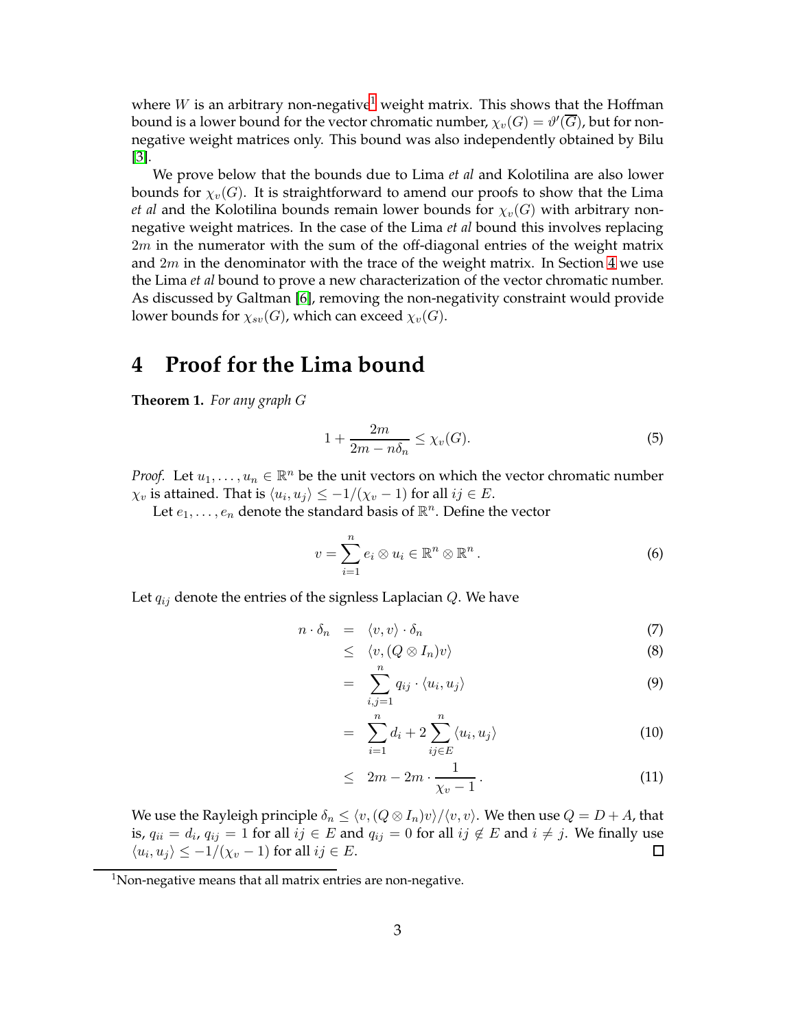where $W$ is an arbitrary non-negative[1] weight matrix. This shows that the Hoffman bound is a lower bound for the vector chromatic number, $\chi_v(G) = \vartheta'(\overline{G})$, but for non-negative weight matrices only. This bound was also independently obtained by Bilu [3].

We prove below that the bounds due to Lima *et al* and Kolotilina are also lower bounds for $\chi_v(G)$. It is straightforward to amend our proofs to show that the Lima *et al* and the Kolotilina bounds remain lower bounds for $\chi_v(G)$ with arbitrary non-negative weight matrices. In the case of the Lima *et al* bound this involves replacing $2m$ in the numerator with the sum of the off-diagonal entries of the weight matrix and $2m$ in the denominator with the trace of the weight matrix. In Section 4 we use the Lima *et al* bound to prove a new characterization of the vector chromatic number. As discussed by Galtman [6], removing the non-negativity constraint would provide lower bounds for $\chi_{sv}(G)$, which can exceed $\chi_v(G)$.

# 4 Proof for the Lima bound

**Theorem 1.** *For any graph G*

$$1 + \frac{2m}{2m - n\delta_n} \leq \chi_v(G). \tag{5}$$

*Proof.* Let $u_1, \ldots, u_n \in \mathbb{R}^n$ be the unit vectors on which the vector chromatic number $\chi_v$ is attained. That is $\langle u_i, u_j \rangle \leq -1/(\chi_v - 1)$ for all $ij \in E$.

Let $e_1, \ldots, e_n$ denote the standard basis of $\mathbb{R}^n$. Define the vector

$$v = \sum_{i=1}^{n} e_i \otimes u_i \in \mathbb{R}^n \otimes \mathbb{R}^n \,. \tag{6}$$

Let $q_{ij}$ denote the entries of the signless Laplacian $Q$. We have

$$\begin{aligned}
n \cdot \delta_n &= \langle v, v \rangle \cdot \delta_n & (7)\\
&\leq \langle v, (Q \otimes I_n) v \rangle & (8)\\
&= \sum_{i,j=1}^{n} q_{ij} \cdot \langle u_i, u_j \rangle & (9)\\
&= \sum_{i=1}^{n} d_i + 2 \sum_{ij \in E}^{n} \langle u_i, u_j \rangle & (10)\\
&\leq 2m - 2m \cdot \frac{1}{\chi_v - 1} \,. & (11)
\end{aligned}$$

We use the Rayleigh principle $\delta_n \leq \langle v, (Q \otimes I_n) v \rangle / \langle v, v \rangle$. We then use $Q = D + A$, that is, $q_{ii} = d_i$, $q_{ij} = 1$ for all $ij \in E$ and $q_{ij} = 0$ for all $ij \notin E$ and $i \neq j$. We finally use $\langle u_i, u_j \rangle \leq -1/(\chi_v - 1)$ for all $ij \in E$. □

[1] Non-negative means that all matrix entries are non-negative.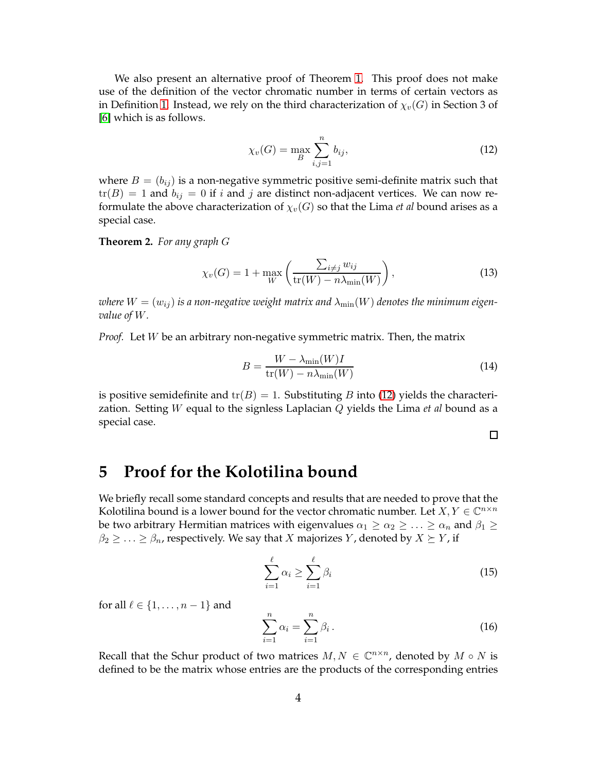We also present an alternative proof of Theorem 1. This proof does not make use of the definition of the vector chromatic number in terms of certain vectors as in Definition 1. Instead, we rely on the third characterization of $\chi_v(G)$ in Section 3 of [6] which is as follows.

$$\chi_v(G) = \max_B \sum_{i,j=1}^{n} b_{ij}, \tag{12}$$

where $B = (b_{ij})$ is a non-negative symmetric positive semi-definite matrix such that $\operatorname{tr}(B) = 1$ and $b_{ij} = 0$ if $i$ and $j$ are distinct non-adjacent vertices. We can now reformulate the above characterization of $\chi_v(G)$ so that the Lima *et al* bound arises as a special case.

**Theorem 2.** *For any graph $G$*

$$\chi_v(G) = 1 + \max_W \left( \frac{\sum_{i \neq j} w_{ij}}{\operatorname{tr}(W) - n\lambda_{\min}(W)} \right), \tag{13}$$

*where $W = (w_{ij})$ is a non-negative weight matrix and $\lambda_{\min}(W)$ denotes the minimum eigenvalue of $W$.*

*Proof.* Let $W$ be an arbitrary non-negative symmetric matrix. Then, the matrix

$$B = \frac{W - \lambda_{\min}(W)I}{\operatorname{tr}(W) - n\lambda_{\min}(W)} \tag{14}$$

is positive semidefinite and $\operatorname{tr}(B) = 1$. Substituting $B$ into (12) yields the characterization. Setting $W$ equal to the signless Laplacian $Q$ yields the Lima *et al* bound as a special case.

□

## 5 Proof for the Kolotilina bound

We briefly recall some standard concepts and results that are needed to prove that the Kolotilina bound is a lower bound for the vector chromatic number. Let $X, Y \in \mathbb{C}^{n \times n}$ be two arbitrary Hermitian matrices with eigenvalues $\alpha_1 \geq \alpha_2 \geq \ldots \geq \alpha_n$ and $\beta_1 \geq \beta_2 \geq \ldots \geq \beta_n$, respectively. We say that $X$ majorizes $Y$, denoted by $X \succeq Y$, if

$$\sum_{i=1}^{\ell} \alpha_i \geq \sum_{i=1}^{\ell} \beta_i \tag{15}$$

for all $\ell \in \{1, \ldots, n-1\}$ and

$$\sum_{i=1}^{n} \alpha_i = \sum_{i=1}^{n} \beta_i \,. \tag{16}$$

Recall that the Schur product of two matrices $M, N \in \mathbb{C}^{n \times n}$, denoted by $M \circ N$ is defined to be the matrix whose entries are the products of the corresponding entries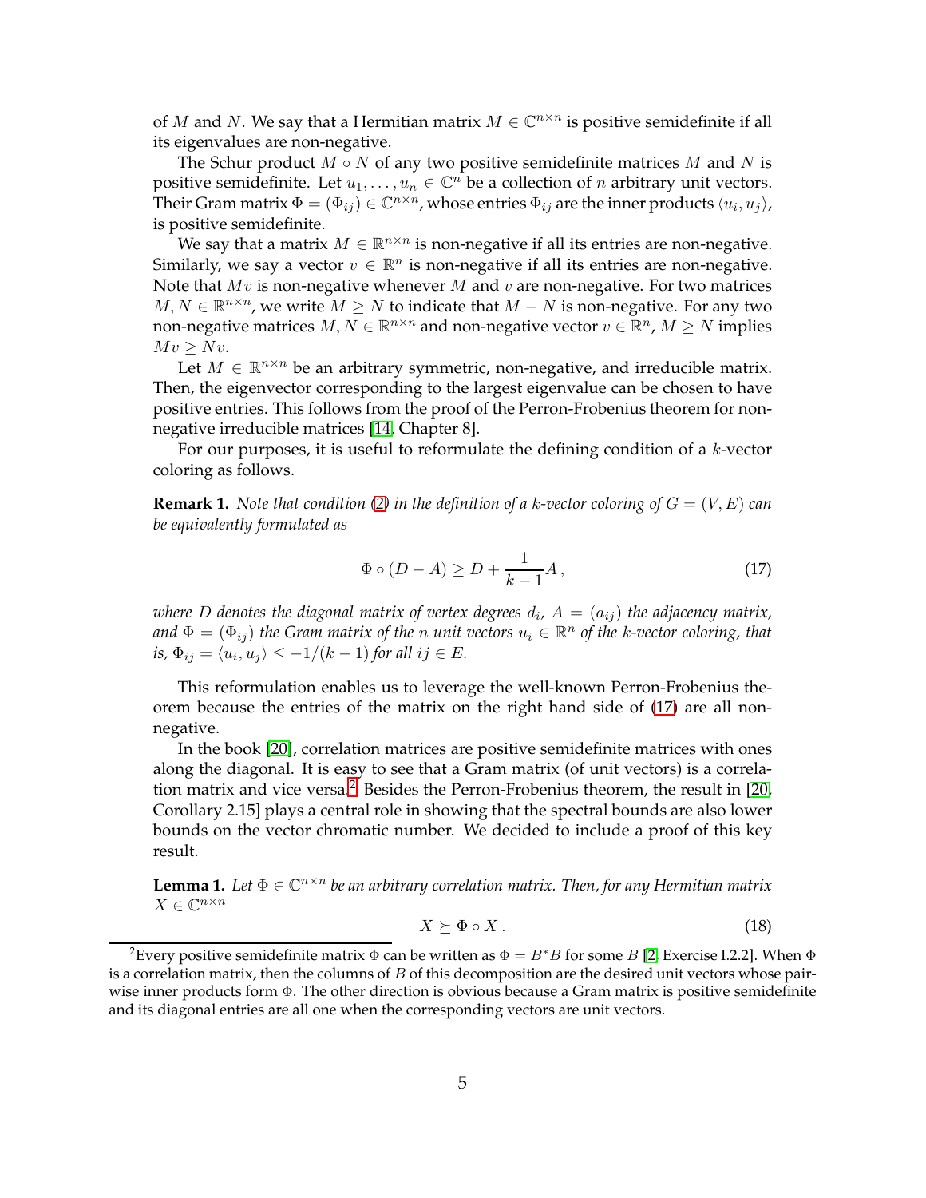of $M$ and $N$. We say that a Hermitian matrix $M \in \mathbb{C}^{n\times n}$ is positive semidefinite if all its eigenvalues are non-negative.

The Schur product $M \circ N$ of any two positive semidefinite matrices $M$ and $N$ is positive semidefinite. Let $u_1, \ldots, u_n \in \mathbb{C}^n$ be a collection of $n$ arbitrary unit vectors. Their Gram matrix $\Phi = (\Phi_{ij}) \in \mathbb{C}^{n\times n}$, whose entries $\Phi_{ij}$ are the inner products $\langle u_i, u_j\rangle$, is positive semidefinite.

We say that a matrix $M \in \mathbb{R}^{n\times n}$ is non-negative if all its entries are non-negative. Similarly, we say a vector $v \in \mathbb{R}^n$ is non-negative if all its entries are non-negative. Note that $Mv$ is non-negative whenever $M$ and $v$ are non-negative. For two matrices $M, N \in \mathbb{R}^{n\times n}$, we write $M \geq N$ to indicate that $M - N$ is non-negative. For any two non-negative matrices $M, N \in \mathbb{R}^{n\times n}$ and non-negative vector $v \in \mathbb{R}^n$, $M \geq N$ implies $Mv \geq Nv$.

Let $M \in \mathbb{R}^{n\times n}$ be an arbitrary symmetric, non-negative, and irreducible matrix. Then, the eigenvector corresponding to the largest eigenvalue can be chosen to have positive entries. This follows from the proof of the Perron-Frobenius theorem for non-negative irreducible matrices [14, Chapter 8].

For our purposes, it is useful to reformulate the defining condition of a $k$-vector coloring as follows.

**Remark 1.** *Note that condition (2) in the definition of a $k$-vector coloring of $G = (V, E)$ can be equivalently formulated as*

$$\Phi \circ (D - A) \geq D + \frac{1}{k-1} A\,, \tag{17}$$

*where $D$ denotes the diagonal matrix of vertex degrees $d_i$, $A = (a_{ij})$ the adjacency matrix, and $\Phi = (\Phi_{ij})$ the Gram matrix of the $n$ unit vectors $u_i \in \mathbb{R}^n$ of the $k$-vector coloring, that is, $\Phi_{ij} = \langle u_i, u_j\rangle \leq -1/(k-1)$ for all $ij \in E$.*

This reformulation enables us to leverage the well-known Perron-Frobenius theorem because the entries of the matrix on the right hand side of (17) are all non-negative.

In the book [20], correlation matrices are positive semidefinite matrices with ones along the diagonal. It is easy to see that a Gram matrix (of unit vectors) is a correlation matrix and vice versa.[2] Besides the Perron-Frobenius theorem, the result in [20, Corollary 2.15] plays a central role in showing that the spectral bounds are also lower bounds on the vector chromatic number. We decided to include a proof of this key result.

**Lemma 1.** *Let $\Phi \in \mathbb{C}^{n\times n}$ be an arbitrary correlation matrix. Then, for any Hermitian matrix $X \in \mathbb{C}^{n\times n}$*

$$X \succeq \Phi \circ X\,. \tag{18}$$

[2] Every positive semidefinite matrix $\Phi$ can be written as $\Phi = B^*B$ for some $B$ [2, Exercise I.2.2]. When $\Phi$ is a correlation matrix, then the columns of $B$ of this decomposition are the desired unit vectors whose pairwise inner products form $\Phi$. The other direction is obvious because a Gram matrix is positive semidefinite and its diagonal entries are all one when the corresponding vectors are unit vectors.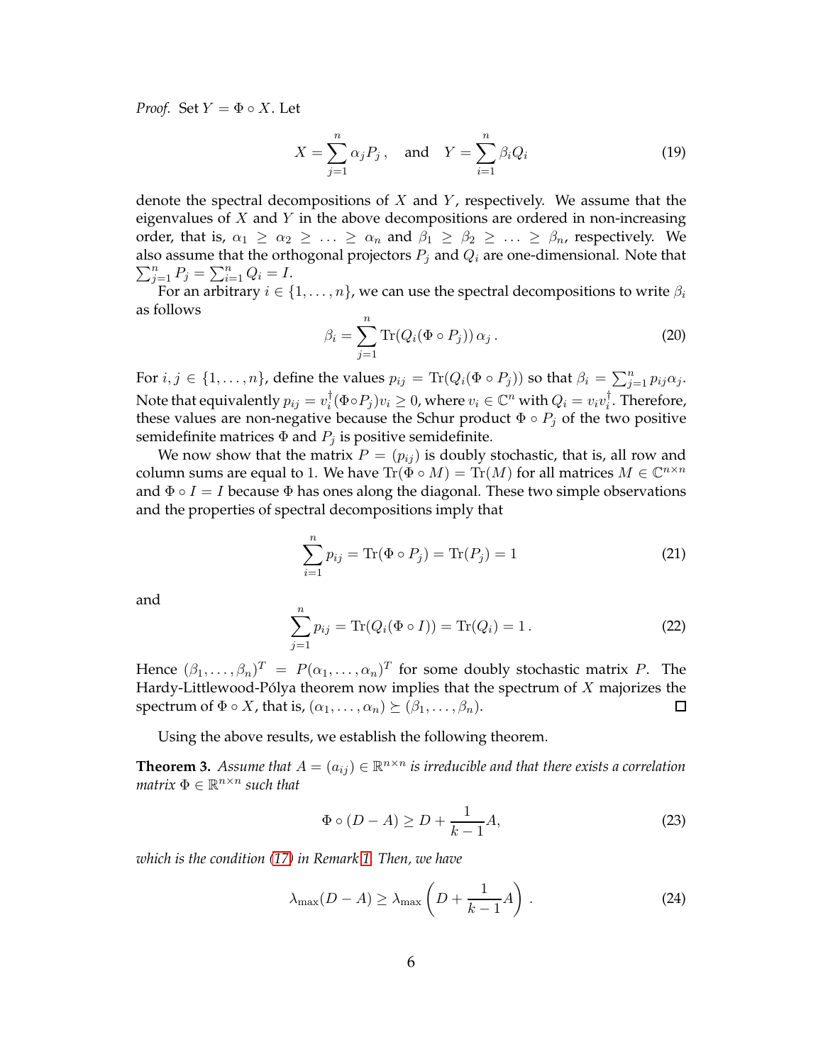*Proof.* Set $Y = \Phi \circ X$. Let

$$X = \sum_{j=1}^{n} \alpha_j P_j \,, \quad \text{and} \quad Y = \sum_{i=1}^{n} \beta_i Q_i \tag{19}$$

denote the spectral decompositions of $X$ and $Y$, respectively. We assume that the eigenvalues of $X$ and $Y$ in the above decompositions are ordered in non-increasing order, that is, $\alpha_1 \geq \alpha_2 \geq \ldots \geq \alpha_n$ and $\beta_1 \geq \beta_2 \geq \ldots \geq \beta_n$, respectively. We also assume that the orthogonal projectors $P_j$ and $Q_i$ are one-dimensional. Note that $\sum_{j=1}^{n} P_j = \sum_{i=1}^{n} Q_i = I$.

For an arbitrary $i \in \{1, \ldots, n\}$, we can use the spectral decompositions to write $\beta_i$ as follows

$$\beta_i = \sum_{j=1}^{n} \mathrm{Tr}(Q_i(\Phi \circ P_j))\, \alpha_j \,. \tag{20}$$

For $i, j \in \{1, \ldots, n\}$, define the values $p_{ij} = \mathrm{Tr}(Q_i(\Phi \circ P_j))$ so that $\beta_i = \sum_{j=1}^{n} p_{ij} \alpha_j$. Note that equivalently $p_{ij} = v_i^\dagger (\Phi \circ P_j) v_i \geq 0$, where $v_i \in \mathbb{C}^n$ with $Q_i = v_i v_i^\dagger$. Therefore, these values are non-negative because the Schur product $\Phi \circ P_j$ of the two positive semidefinite matrices $\Phi$ and $P_j$ is positive semidefinite.

We now show that the matrix $P = (p_{ij})$ is doubly stochastic, that is, all row and column sums are equal to 1. We have $\mathrm{Tr}(\Phi \circ M) = \mathrm{Tr}(M)$ for all matrices $M \in \mathbb{C}^{n \times n}$ and $\Phi \circ I = I$ because $\Phi$ has ones along the diagonal. These two simple observations and the properties of spectral decompositions imply that

$$\sum_{i=1}^{n} p_{ij} = \mathrm{Tr}(\Phi \circ P_j) = \mathrm{Tr}(P_j) = 1 \tag{21}$$

and

$$\sum_{j=1}^{n} p_{ij} = \mathrm{Tr}(Q_i(\Phi \circ I)) = \mathrm{Tr}(Q_i) = 1 \,. \tag{22}$$

Hence $(\beta_1, \ldots, \beta_n)^T = P(\alpha_1, \ldots, \alpha_n)^T$ for some doubly stochastic matrix $P$. The Hardy-Littlewood-Pólya theorem now implies that the spectrum of $X$ majorizes the spectrum of $\Phi \circ X$, that is, $(\alpha_1, \ldots, \alpha_n) \succeq (\beta_1, \ldots, \beta_n)$. $\square$

Using the above results, we establish the following theorem.

**Theorem 3.** *Assume that $A = (a_{ij}) \in \mathbb{R}^{n \times n}$ is irreducible and that there exists a correlation matrix $\Phi \in \mathbb{R}^{n \times n}$ such that*

$$\Phi \circ (D - A) \geq D + \frac{1}{k-1} A, \tag{23}$$

*which is the condition (17) in Remark 1. Then, we have*

$$\lambda_{\max}(D - A) \geq \lambda_{\max}\left(D + \frac{1}{k-1} A\right) . \tag{24}$$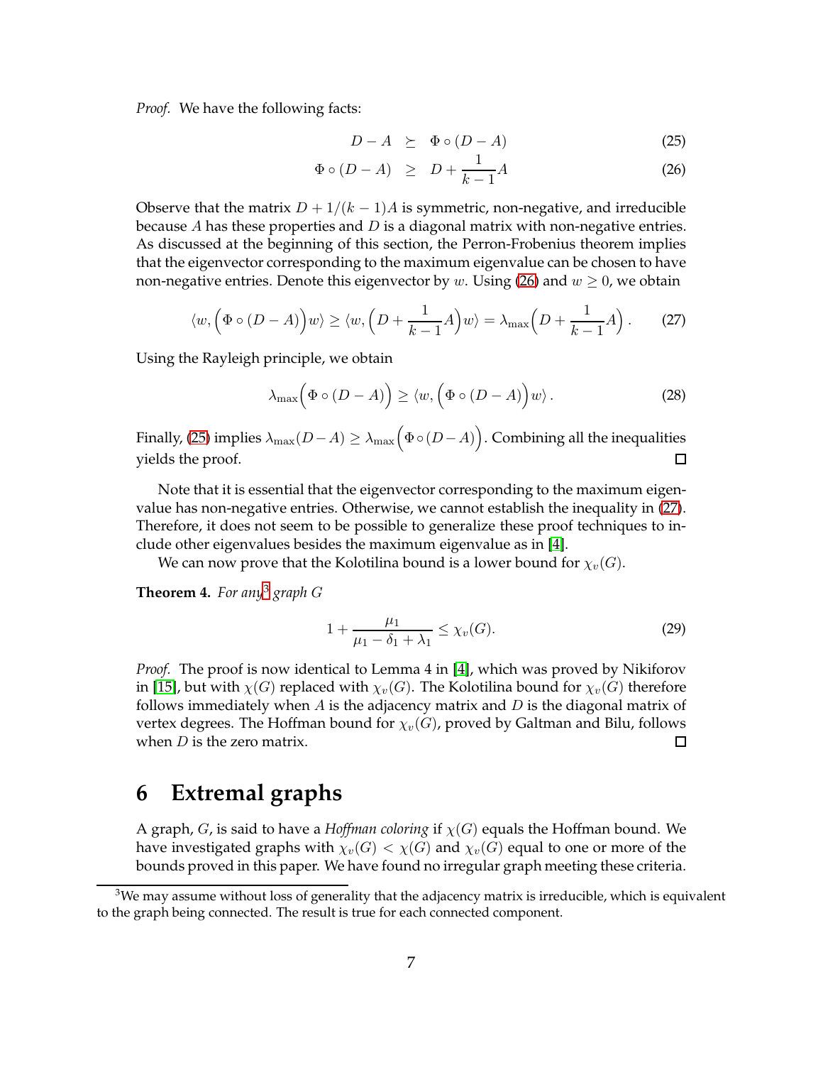*Proof.* We have the following facts:

$$D - A \succeq \Phi \circ (D - A) \tag{25}$$

$$\Phi \circ (D - A) \geq D + \frac{1}{k-1} A \tag{26}$$

Observe that the matrix $D + 1/(k-1)A$ is symmetric, non-negative, and irreducible because $A$ has these properties and $D$ is a diagonal matrix with non-negative entries. As discussed at the beginning of this section, the Perron-Frobenius theorem implies that the eigenvector corresponding to the maximum eigenvalue can be chosen to have non-negative entries. Denote this eigenvector by $w$. Using (26) and $w \geq 0$, we obtain

$$\langle w, \Big(\Phi \circ (D - A)\Big) w \rangle \geq \langle w, \Big(D + \frac{1}{k-1} A\Big) w \rangle = \lambda_{\max}\Big(D + \frac{1}{k-1} A\Big) . \tag{27}$$

Using the Rayleigh principle, we obtain

$$\lambda_{\max}\Big(\Phi \circ (D - A)\Big) \geq \langle w, \Big(\Phi \circ (D - A)\Big) w \rangle . \tag{28}$$

Finally, (25) implies $\lambda_{\max}(D - A) \geq \lambda_{\max}\Big(\Phi \circ (D - A)\Big)$. Combining all the inequalities yields the proof. □

Note that it is essential that the eigenvector corresponding to the maximum eigenvalue has non-negative entries. Otherwise, we cannot establish the inequality in (27). Therefore, it does not seem to be possible to generalize these proof techniques to include other eigenvalues besides the maximum eigenvalue as in [4].

We can now prove that the Kolotilina bound is a lower bound for $\chi_v(G)$.

**Theorem 4.** *For any*[3] *graph* $G$

$$1 + \frac{\mu_1}{\mu_1 - \delta_1 + \lambda_1} \leq \chi_v(G). \tag{29}$$

*Proof.* The proof is now identical to Lemma 4 in [4], which was proved by Nikiforov in [15], but with $\chi(G)$ replaced with $\chi_v(G)$. The Kolotilina bound for $\chi_v(G)$ therefore follows immediately when $A$ is the adjacency matrix and $D$ is the diagonal matrix of vertex degrees. The Hoffman bound for $\chi_v(G)$, proved by Galtman and Bilu, follows when $D$ is the zero matrix. □

# 6 Extremal graphs

A graph, $G$, is said to have a *Hoffman coloring* if $\chi(G)$ equals the Hoffman bound. We have investigated graphs with $\chi_v(G) < \chi(G)$ and $\chi_v(G)$ equal to one or more of the bounds proved in this paper. We have found no irregular graph meeting these criteria.

[3] We may assume without loss of generality that the adjacency matrix is irreducible, which is equivalent to the graph being connected. The result is true for each connected component.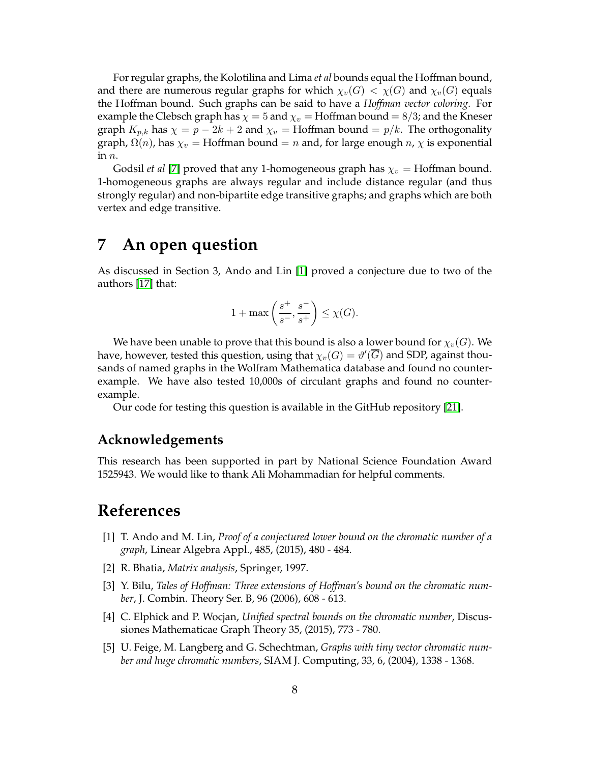For regular graphs, the Kolotilina and Lima *et al* bounds equal the Hoffman bound, and there are numerous regular graphs for which $\chi_v(G) < \chi(G)$ and $\chi_v(G)$ equals the Hoffman bound. Such graphs can be said to have a *Hoffman vector coloring*. For example the Clebsch graph has $\chi = 5$ and $\chi_v =$ Hoffman bound $= 8/3$; and the Kneser graph $K_{p,k}$ has $\chi = p - 2k + 2$ and $\chi_v =$ Hoffman bound $= p/k$. The orthogonality graph, $\Omega(n)$, has $\chi_v =$ Hoffman bound $= n$ and, for large enough $n$, $\chi$ is exponential in $n$.

Godsil *et al* [7] proved that any 1-homogeneous graph has $\chi_v =$ Hoffman bound. 1-homogeneous graphs are always regular and include distance regular (and thus strongly regular) and non-bipartite edge transitive graphs; and graphs which are both vertex and edge transitive.

# 7 An open question

As discussed in Section 3, Ando and Lin [1] proved a conjecture due to two of the authors [17] that:

$$1 + \max\left(\frac{s^+}{s^-}, \frac{s^-}{s^+}\right) \leq \chi(G).$$

We have been unable to prove that this bound is also a lower bound for $\chi_v(G)$. We have, however, tested this question, using that $\chi_v(G) = \vartheta'(\overline{G})$ and SDP, against thousands of named graphs in the Wolfram Mathematica database and found no counterexample. We have also tested 10,000s of circulant graphs and found no counterexample.

Our code for testing this question is available in the GitHub repository [21].

## Acknowledgements

This research has been supported in part by National Science Foundation Award 1525943. We would like to thank Ali Mohammadian for helpful comments.

# References

[1] T. Ando and M. Lin, *Proof of a conjectured lower bound on the chromatic number of a graph*, Linear Algebra Appl., 485, (2015), 480 - 484.

[2] R. Bhatia, *Matrix analysis*, Springer, 1997.

[3] Y. Bilu, *Tales of Hoffman: Three extensions of Hoffman's bound on the chromatic number*, J. Combin. Theory Ser. B, 96 (2006), 608 - 613.

[4] C. Elphick and P. Wocjan, *Unified spectral bounds on the chromatic number*, Discussiones Mathematicae Graph Theory 35, (2015), 773 - 780.

[5] U. Feige, M. Langberg and G. Schechtman, *Graphs with tiny vector chromatic number and huge chromatic numbers*, SIAM J. Computing, 33, 6, (2004), 1338 - 1368.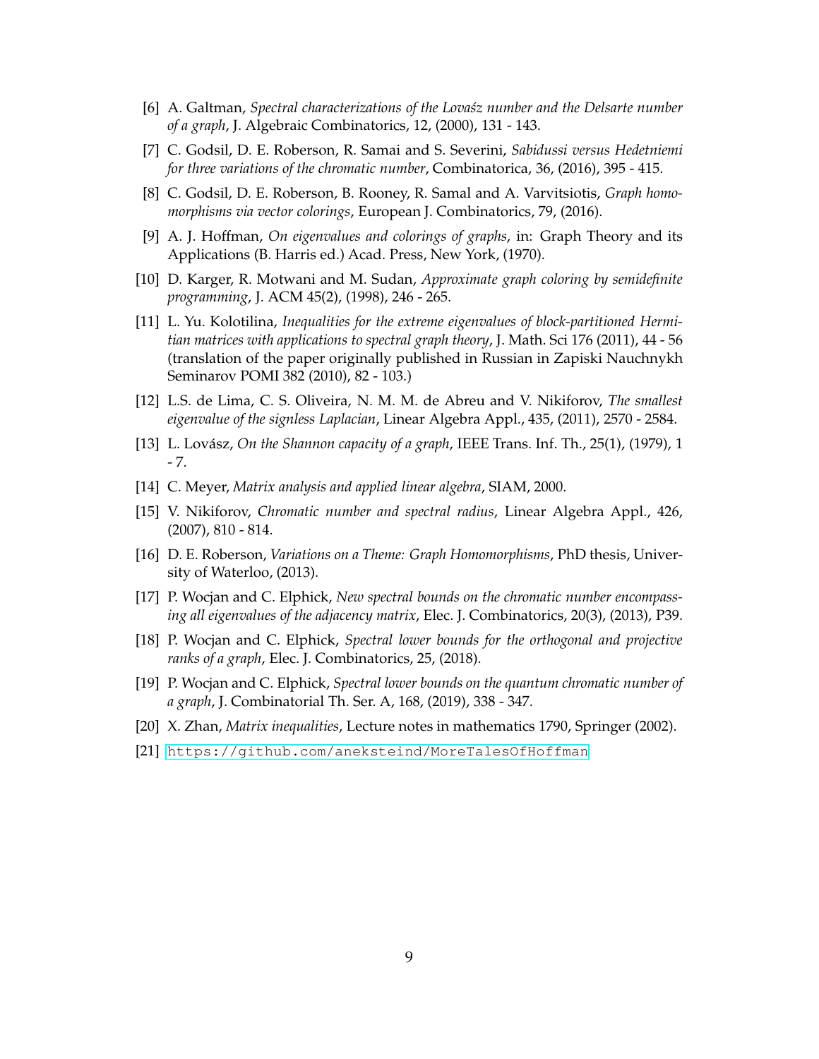[6] A. Galtman, *Spectral characterizations of the Lovaśz number and the Delsarte number of a graph*, J. Algebraic Combinatorics, 12, (2000), 131 - 143.

[7] C. Godsil, D. E. Roberson, R. Samai and S. Severini, *Sabidussi versus Hedetniemi for three variations of the chromatic number*, Combinatorica, 36, (2016), 395 - 415.

[8] C. Godsil, D. E. Roberson, B. Rooney, R. Samal and A. Varvitsiotis, *Graph homomorphisms via vector colorings*, European J. Combinatorics, 79, (2016).

[9] A. J. Hoffman, *On eigenvalues and colorings of graphs*, in: Graph Theory and its Applications (B. Harris ed.) Acad. Press, New York, (1970).

[10] D. Karger, R. Motwani and M. Sudan, *Approximate graph coloring by semidefinite programming*, J. ACM 45(2), (1998), 246 - 265.

[11] L. Yu. Kolotilina, *Inequalities for the extreme eigenvalues of block-partitioned Hermitian matrices with applications to spectral graph theory*, J. Math. Sci 176 (2011), 44 - 56 (translation of the paper originally published in Russian in Zapiski Nauchnykh Seminarov POMI 382 (2010), 82 - 103.)

[12] L.S. de Lima, C. S. Oliveira, N. M. M. de Abreu and V. Nikiforov, *The smallest eigenvalue of the signless Laplacian*, Linear Algebra Appl., 435, (2011), 2570 - 2584.

[13] L. Lovász, *On the Shannon capacity of a graph*, IEEE Trans. Inf. Th., 25(1), (1979), 1 - 7.

[14] C. Meyer, *Matrix analysis and applied linear algebra*, SIAM, 2000.

[15] V. Nikiforov, *Chromatic number and spectral radius*, Linear Algebra Appl., 426, (2007), 810 - 814.

[16] D. E. Roberson, *Variations on a Theme: Graph Homomorphisms*, PhD thesis, University of Waterloo, (2013).

[17] P. Wocjan and C. Elphick, *New spectral bounds on the chromatic number encompassing all eigenvalues of the adjacency matrix*, Elec. J. Combinatorics, 20(3), (2013), P39.

[18] P. Wocjan and C. Elphick, *Spectral lower bounds for the orthogonal and projective ranks of a graph*, Elec. J. Combinatorics, 25, (2018).

[19] P. Wocjan and C. Elphick, *Spectral lower bounds on the quantum chromatic number of a graph*, J. Combinatorial Th. Ser. A, 168, (2019), 338 - 347.

[20] X. Zhan, *Matrix inequalities*, Lecture notes in mathematics 1790, Springer (2002).

[21] https://github.com/aneksteind/MoreTalesOfHoffman